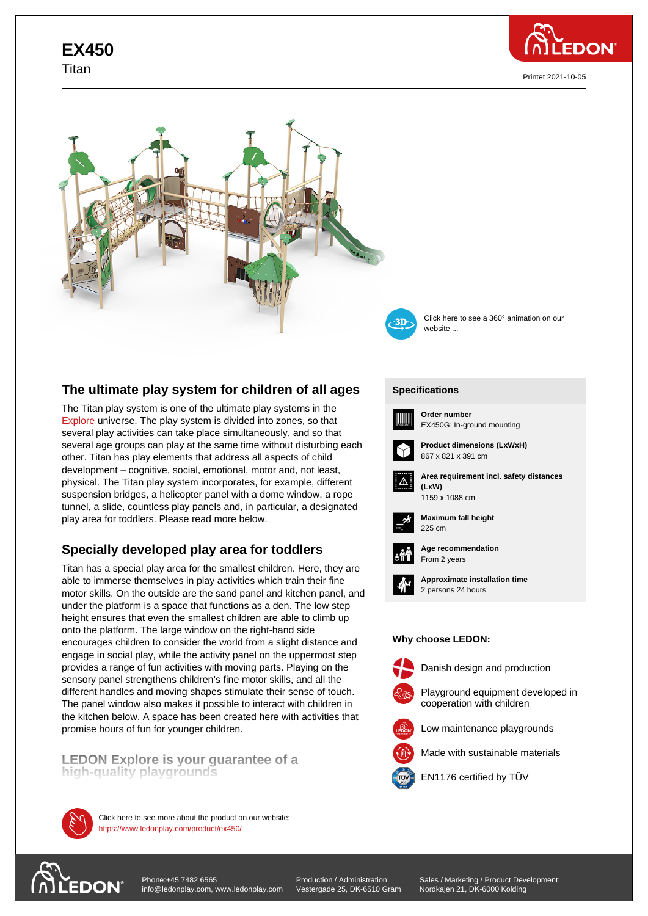# EX450

Titan

Printet 2021-10-05

Click here to see a 360° animation on our website ...

## The ultimate play system for children of all ages

The Titan play system is one of the ultimate play systems in the Explore universe. The play system is divided into zones, so that several play activities can take place simultaneously, and so that several age groups can play at the same time without disturbing each other. Titan has play elements that address all aspects of child development – cognitive, social, emotional, motor and, not least, physical. The Titan play system incorporates, for example, different suspension bridges, a helicopter panel with a dome window, a rope tunnel, a slide, countless play panels and, in particular, a designated play area for toddlers. Please read more below.

## Specially developed play area for toddlers

Titan has a special play area for the smallest children. Here, they are able to immerse themselves in play activities which train their fine motor skills. On the outside are the sand panel and kitchen panel, and under the platform is a space that functions as a den. The low step height ensures that even the smallest children are able to climb up onto the platform. The large window on the right-hand side encourages children to consider the world from a slight distance and engage in social play, while the activity panel on the uppermost step provides a range of fun activities with moving parts. Playing on the sensory panel strengthens children's fine motor skills, and all the different handles and moving shapes stimulate their sense of touch. The panel window also makes it possible to interact with children in the kitchen below. A space has been created here with activities that promise hours of fun for younger children.

## LEDON Explore is your guarantee of a high-quality playgrounds

### Specifications

**Order number**
EX450G: In-ground mounting

**Product dimensions (LxWxH)**
867 x 821 x 391 cm

**Area requirement incl. safety distances (LxW)**
1159 x 1088 cm

**Maximum fall height**
225 cm

**Age recommendation**
From 2 years

**Approximate installation time**
2 persons 24 hours

### Why choose LEDON:

- Danish design and production
- Playground equipment developed in cooperation with children
- Low maintenance playgrounds
- Made with sustainable materials
- EN1176 certified by TÜV

Click here to see more about the product on our website:
https://www.ledonplay.com/product/ex450/

Phone:+45 7482 6565
info@ledonplay.com, www.ledonplay.com

Production / Administration:
Vestergade 25, DK-6510 Gram

Sales / Marketing / Product Development:
Nordkajen 21, DK-6000 Kolding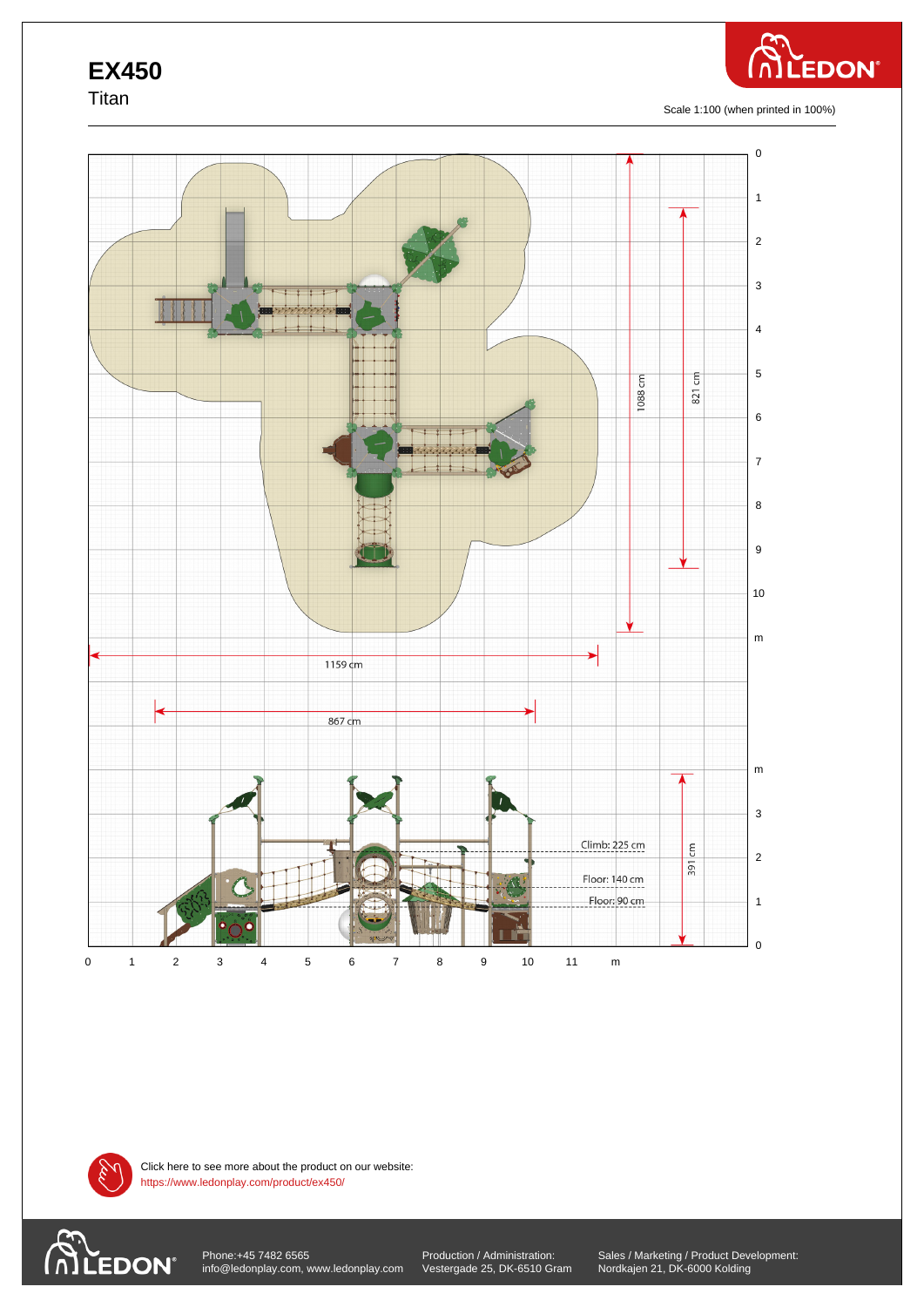# EX450

Titan

Scale 1:100 (when printed in 100%)

1088 cm

821 cm

1159 cm

867 cm

Climb: 225 cm

Floor: 140 cm

Floor: 90 cm

391 cm

Click here to see more about the product on our website:
https://www.ledonplay.com/product/ex450/

Phone:+45 7482 6565
info@ledonplay.com, www.ledonplay.com

Production / Administration:
Vestergade 25, DK-6510 Gram

Sales / Marketing / Product Development:
Nordkajen 21, DK-6000 Kolding